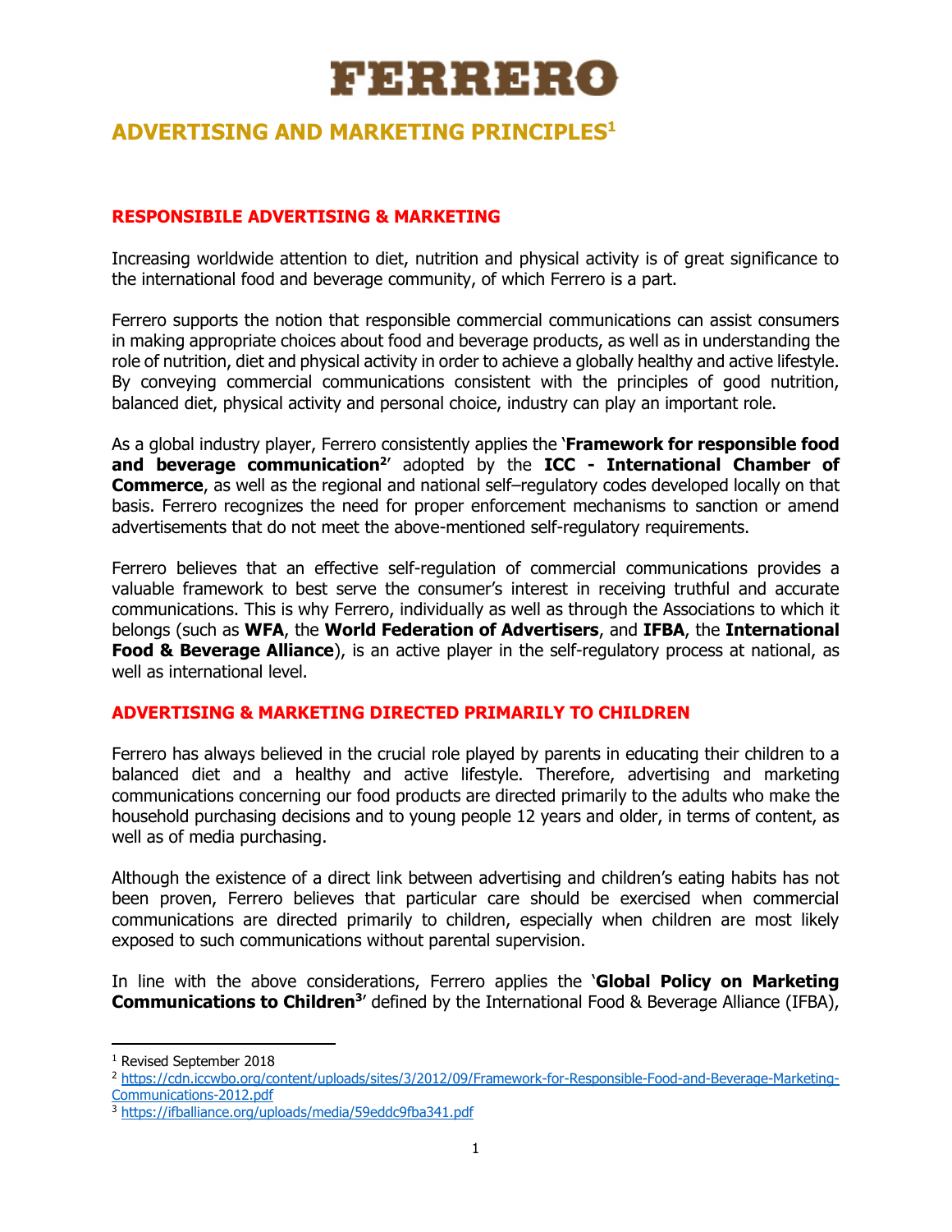# FERRERO

# ADVERTISING AND MARKETING PRINCIPLES[1]

## RESPONSIBILE ADVERTISING & MARKETING

Increasing worldwide attention to diet, nutrition and physical activity is of great significance to the international food and beverage community, of which Ferrero is a part.

Ferrero supports the notion that responsible commercial communications can assist consumers in making appropriate choices about food and beverage products, as well as in understanding the role of nutrition, diet and physical activity in order to achieve a globally healthy and active lifestyle. By conveying commercial communications consistent with the principles of good nutrition, balanced diet, physical activity and personal choice, industry can play an important role.

As a global industry player, Ferrero consistently applies the '**Framework for responsible food and beverage communication**[2]' adopted by the **ICC - International Chamber of Commerce**, as well as the regional and national self–regulatory codes developed locally on that basis. Ferrero recognizes the need for proper enforcement mechanisms to sanction or amend advertisements that do not meet the above-mentioned self-regulatory requirements.

Ferrero believes that an effective self-regulation of commercial communications provides a valuable framework to best serve the consumer's interest in receiving truthful and accurate communications. This is why Ferrero, individually as well as through the Associations to which it belongs (such as **WFA**, the **World Federation of Advertisers**, and **IFBA**, the **International Food & Beverage Alliance**), is an active player in the self-regulatory process at national, as well as international level.

## ADVERTISING & MARKETING DIRECTED PRIMARILY TO CHILDREN

Ferrero has always believed in the crucial role played by parents in educating their children to a balanced diet and a healthy and active lifestyle. Therefore, advertising and marketing communications concerning our food products are directed primarily to the adults who make the household purchasing decisions and to young people 12 years and older, in terms of content, as well as of media purchasing.

Although the existence of a direct link between advertising and children's eating habits has not been proven, Ferrero believes that particular care should be exercised when commercial communications are directed primarily to children, especially when children are most likely exposed to such communications without parental supervision.

In line with the above considerations, Ferrero applies the '**Global Policy on Marketing Communications to Children**[3]' defined by the International Food & Beverage Alliance (IFBA),

---

[1] Revised September 2018

[2] https://cdn.iccwbo.org/content/uploads/sites/3/2012/09/Framework-for-Responsible-Food-and-Beverage-Marketing-Communications-2012.pdf

[3] https://ifballiance.org/uploads/media/59eddc9fba341.pdf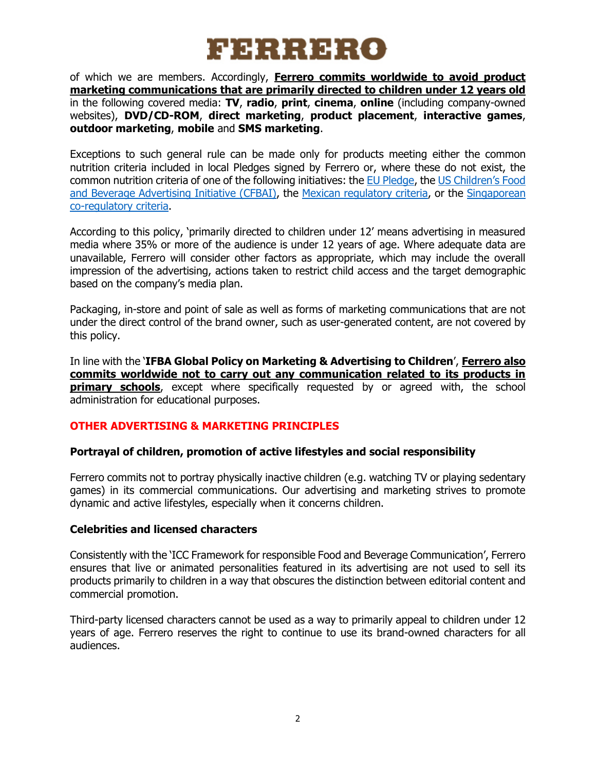of which we are members. Accordingly, **Ferrero commits worldwide to avoid product marketing communications that are primarily directed to children under 12 years old** in the following covered media: **TV**, **radio**, **print**, **cinema**, **online** (including company-owned websites), **DVD/CD-ROM**, **direct marketing**, **product placement**, **interactive games**, **outdoor marketing**, **mobile** and **SMS marketing**.

Exceptions to such general rule can be made only for products meeting either the common nutrition criteria included in local Pledges signed by Ferrero or, where these do not exist, the common nutrition criteria of one of the following initiatives: the EU Pledge, the US Children's Food and Beverage Advertising Initiative (CFBAI), the Mexican regulatory criteria, or the Singaporean co-regulatory criteria.

According to this policy, 'primarily directed to children under 12' means advertising in measured media where 35% or more of the audience is under 12 years of age. Where adequate data are unavailable, Ferrero will consider other factors as appropriate, which may include the overall impression of the advertising, actions taken to restrict child access and the target demographic based on the company's media plan.

Packaging, in-store and point of sale as well as forms of marketing communications that are not under the direct control of the brand owner, such as user-generated content, are not covered by this policy.

In line with the '**IFBA Global Policy on Marketing & Advertising to Children**', **Ferrero also commits worldwide not to carry out any communication related to its products in primary schools**, except where specifically requested by or agreed with, the school administration for educational purposes.

## OTHER ADVERTISING & MARKETING PRINCIPLES

### Portrayal of children, promotion of active lifestyles and social responsibility

Ferrero commits not to portray physically inactive children (e.g. watching TV or playing sedentary games) in its commercial communications. Our advertising and marketing strives to promote dynamic and active lifestyles, especially when it concerns children.

### Celebrities and licensed characters

Consistently with the 'ICC Framework for responsible Food and Beverage Communication', Ferrero ensures that live or animated personalities featured in its advertising are not used to sell its products primarily to children in a way that obscures the distinction between editorial content and commercial promotion.

Third-party licensed characters cannot be used as a way to primarily appeal to children under 12 years of age. Ferrero reserves the right to continue to use its brand-owned characters for all audiences.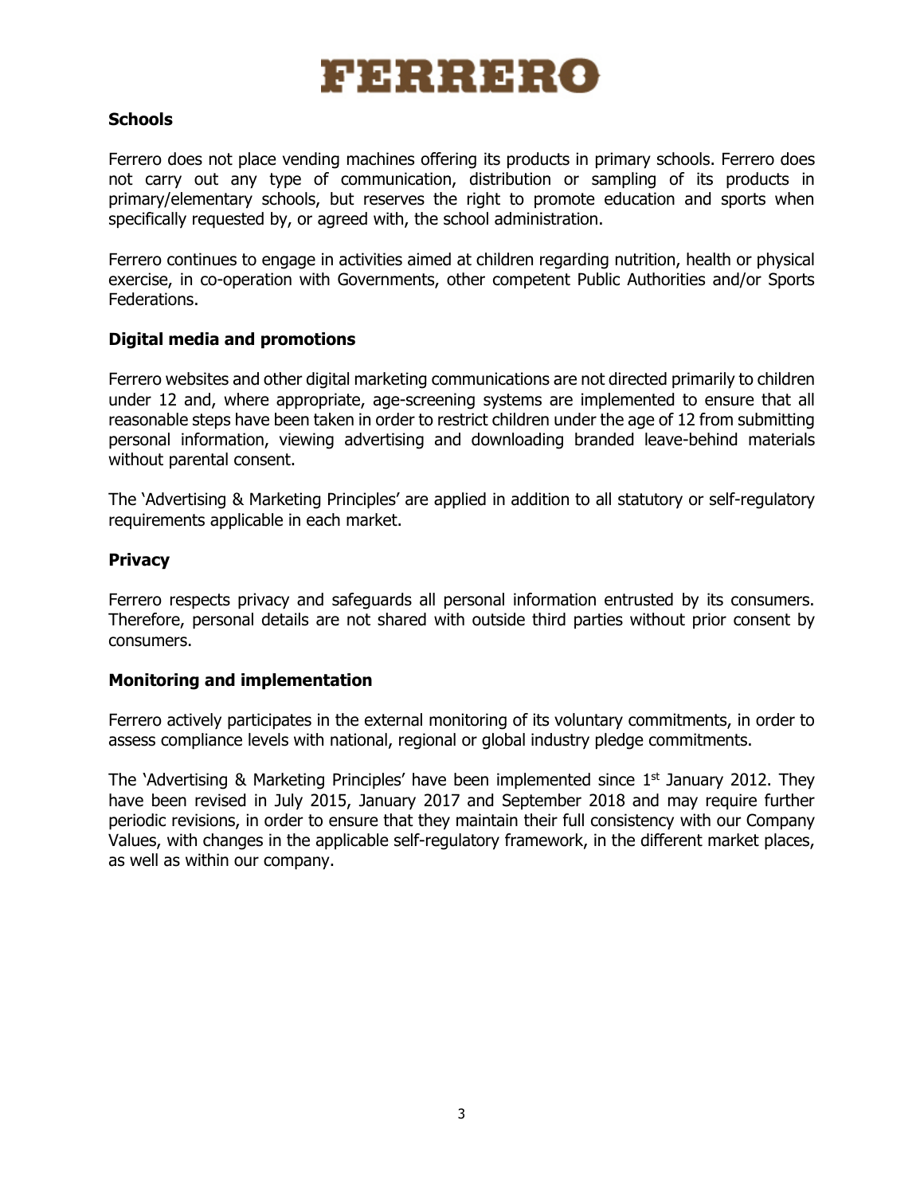## Schools

Ferrero does not place vending machines offering its products in primary schools. Ferrero does not carry out any type of communication, distribution or sampling of its products in primary/elementary schools, but reserves the right to promote education and sports when specifically requested by, or agreed with, the school administration.

Ferrero continues to engage in activities aimed at children regarding nutrition, health or physical exercise, in co-operation with Governments, other competent Public Authorities and/or Sports Federations.

## Digital media and promotions

Ferrero websites and other digital marketing communications are not directed primarily to children under 12 and, where appropriate, age-screening systems are implemented to ensure that all reasonable steps have been taken in order to restrict children under the age of 12 from submitting personal information, viewing advertising and downloading branded leave-behind materials without parental consent.

The 'Advertising & Marketing Principles' are applied in addition to all statutory or self-regulatory requirements applicable in each market.

## Privacy

Ferrero respects privacy and safeguards all personal information entrusted by its consumers. Therefore, personal details are not shared with outside third parties without prior consent by consumers.

## Monitoring and implementation

Ferrero actively participates in the external monitoring of its voluntary commitments, in order to assess compliance levels with national, regional or global industry pledge commitments.

The 'Advertising & Marketing Principles' have been implemented since 1st January 2012. They have been revised in July 2015, January 2017 and September 2018 and may require further periodic revisions, in order to ensure that they maintain their full consistency with our Company Values, with changes in the applicable self-regulatory framework, in the different market places, as well as within our company.